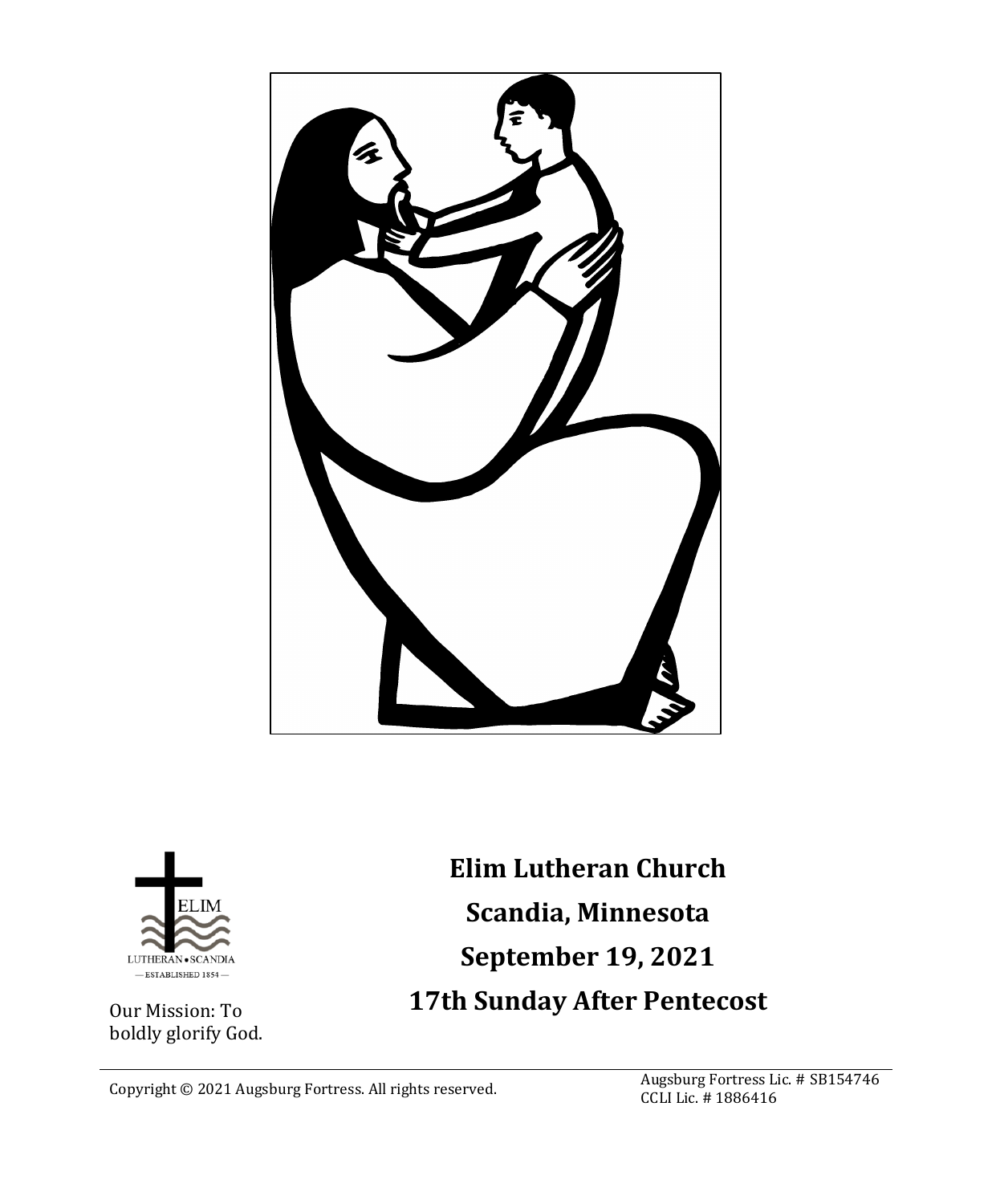ELIM

LUTHERAN • SCANDIA

— ESTABLISHED 1854 —

Our Mission: To boldly glorify God.

**Elim Lutheran Church**

**Scandia, Minnesota**

**September 19, 2021**

**17th Sunday After Pentecost**

Copyright © 2021 Augsburg Fortress. All rights reserved.

Augsburg Fortress Lic. # SB154746
CCLI Lic. # 1886416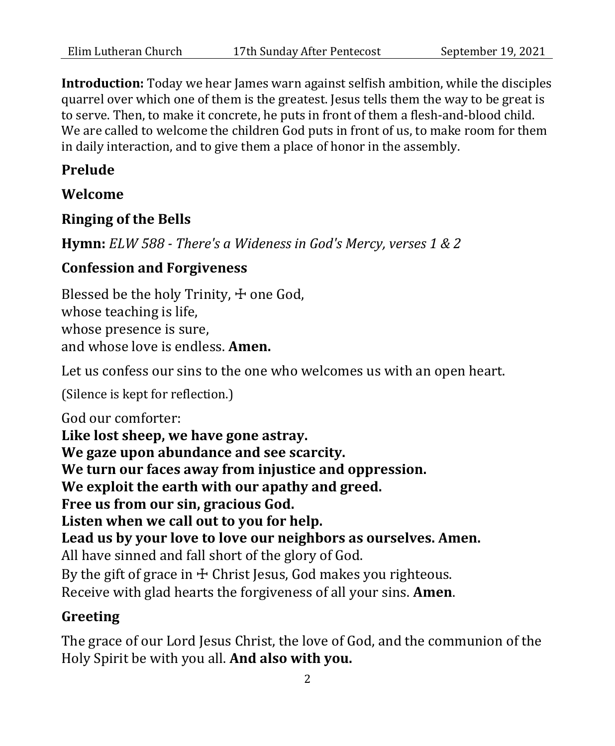**Introduction:** Today we hear James warn against selfish ambition, while the disciples quarrel over which one of them is the greatest. Jesus tells them the way to be great is to serve. Then, to make it concrete, he puts in front of them a flesh-and-blood child. We are called to welcome the children God puts in front of us, to make room for them in daily interaction, and to give them a place of honor in the assembly.

## Prelude

## Welcome

## Ringing of the Bells

**Hymn:** *ELW 588 - There's a Wideness in God's Mercy, verses 1 & 2*

## Confession and Forgiveness

Blessed be the holy Trinity, ☩ one God,
whose teaching is life,
whose presence is sure,
and whose love is endless. **Amen.**

Let us confess our sins to the one who welcomes us with an open heart.

(Silence is kept for reflection.)

God our comforter:
**Like lost sheep, we have gone astray.**
**We gaze upon abundance and see scarcity.**
**We turn our faces away from injustice and oppression.**
**We exploit the earth with our apathy and greed.**
**Free us from our sin, gracious God.**
**Listen when we call out to you for help.**
**Lead us by your love to love our neighbors as ourselves. Amen.**
All have sinned and fall short of the glory of God.
By the gift of grace in ☩ Christ Jesus, God makes you righteous.
Receive with glad hearts the forgiveness of all your sins. **Amen**.

## Greeting

The grace of our Lord Jesus Christ, the love of God, and the communion of the Holy Spirit be with you all. **And also with you.**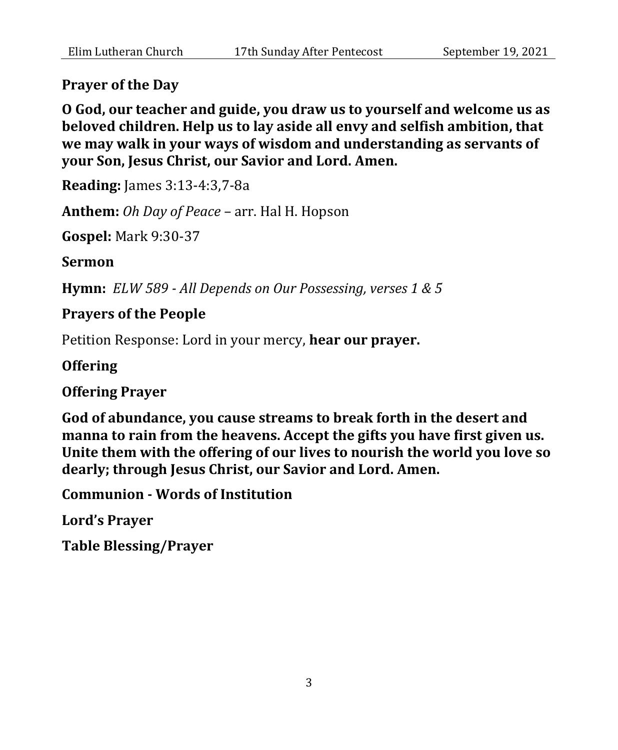**Prayer of the Day**

**O God, our teacher and guide, you draw us to yourself and welcome us as beloved children. Help us to lay aside all envy and selfish ambition, that we may walk in your ways of wisdom and understanding as servants of your Son, Jesus Christ, our Savior and Lord. Amen.**

**Reading:** James 3:13-4:3,7-8a

**Anthem:** *Oh Day of Peace* – arr. Hal H. Hopson

**Gospel:** Mark 9:30-37

**Sermon**

**Hymn:** *ELW 589 - All Depends on Our Possessing, verses 1 & 5*

**Prayers of the People**

Petition Response: Lord in your mercy, **hear our prayer.**

**Offering**

**Offering Prayer**

**God of abundance, you cause streams to break forth in the desert and manna to rain from the heavens. Accept the gifts you have first given us. Unite them with the offering of our lives to nourish the world you love so dearly; through Jesus Christ, our Savior and Lord. Amen.**

**Communion - Words of Institution**

**Lord's Prayer**

**Table Blessing/Prayer**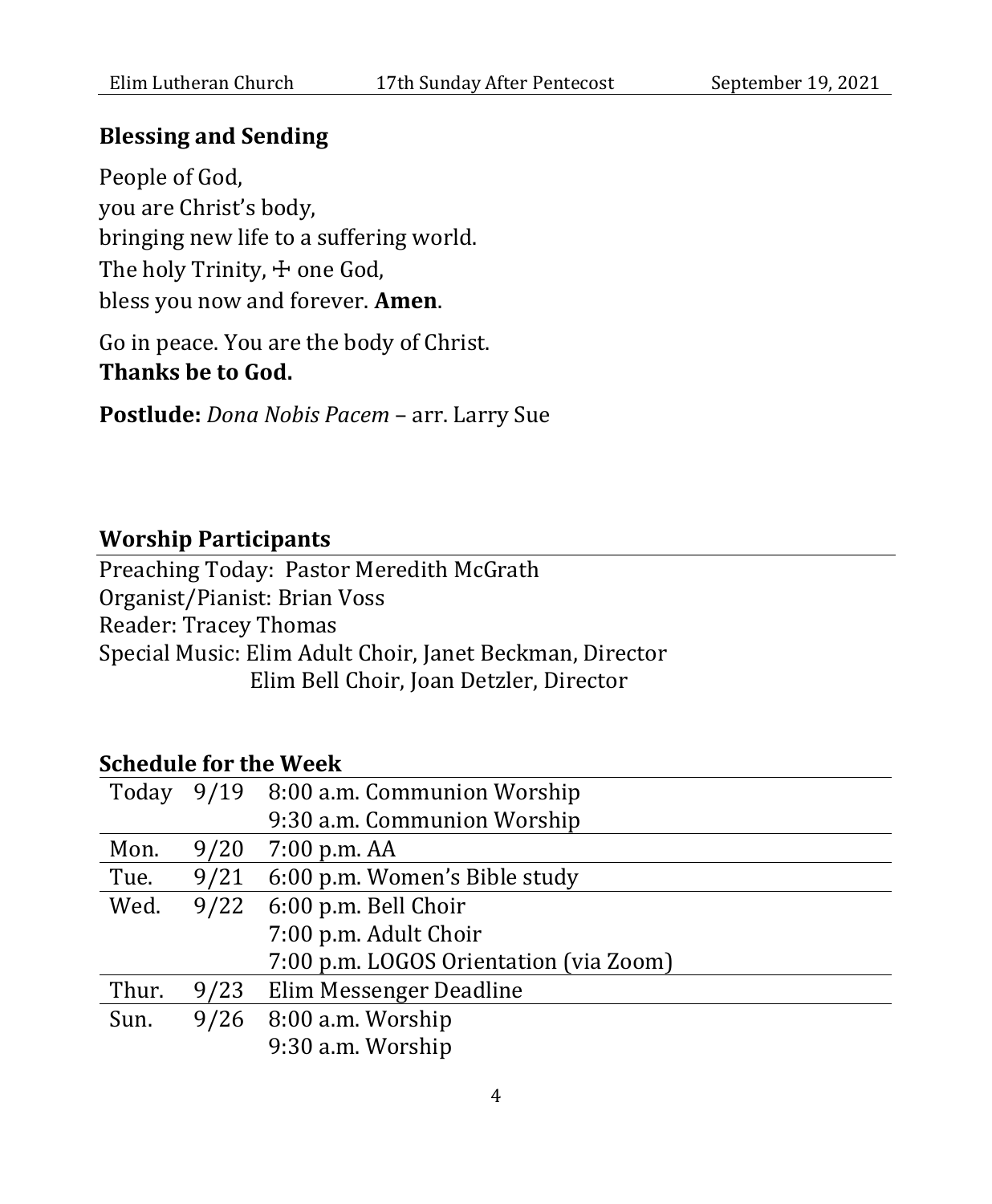## Blessing and Sending

People of God,
you are Christ's body,
bringing new life to a suffering world.
The holy Trinity, ☩ one God,
bless you now and forever. **Amen**.

Go in peace. You are the body of Christ.
**Thanks be to God.**

**Postlude:** *Dona Nobis Pacem* – arr. Larry Sue

## Worship Participants

Preaching Today: Pastor Meredith McGrath
Organist/Pianist: Brian Voss
Reader: Tracey Thomas
Special Music: Elim Adult Choir, Janet Beckman, Director
Elim Bell Choir, Joan Detzler, Director

## Schedule for the Week

| | | |
|---|---|---|
| Today | 9/19 | 8:00 a.m. Communion Worship |
| | | 9:30 a.m. Communion Worship |
| Mon. | 9/20 | 7:00 p.m. AA |
| Tue. | 9/21 | 6:00 p.m. Women's Bible study |
| Wed. | 9/22 | 6:00 p.m. Bell Choir |
| | | 7:00 p.m. Adult Choir |
| | | 7:00 p.m. LOGOS Orientation (via Zoom) |
| Thur. | 9/23 | Elim Messenger Deadline |
| Sun. | 9/26 | 8:00 a.m. Worship |
| | | 9:30 a.m. Worship |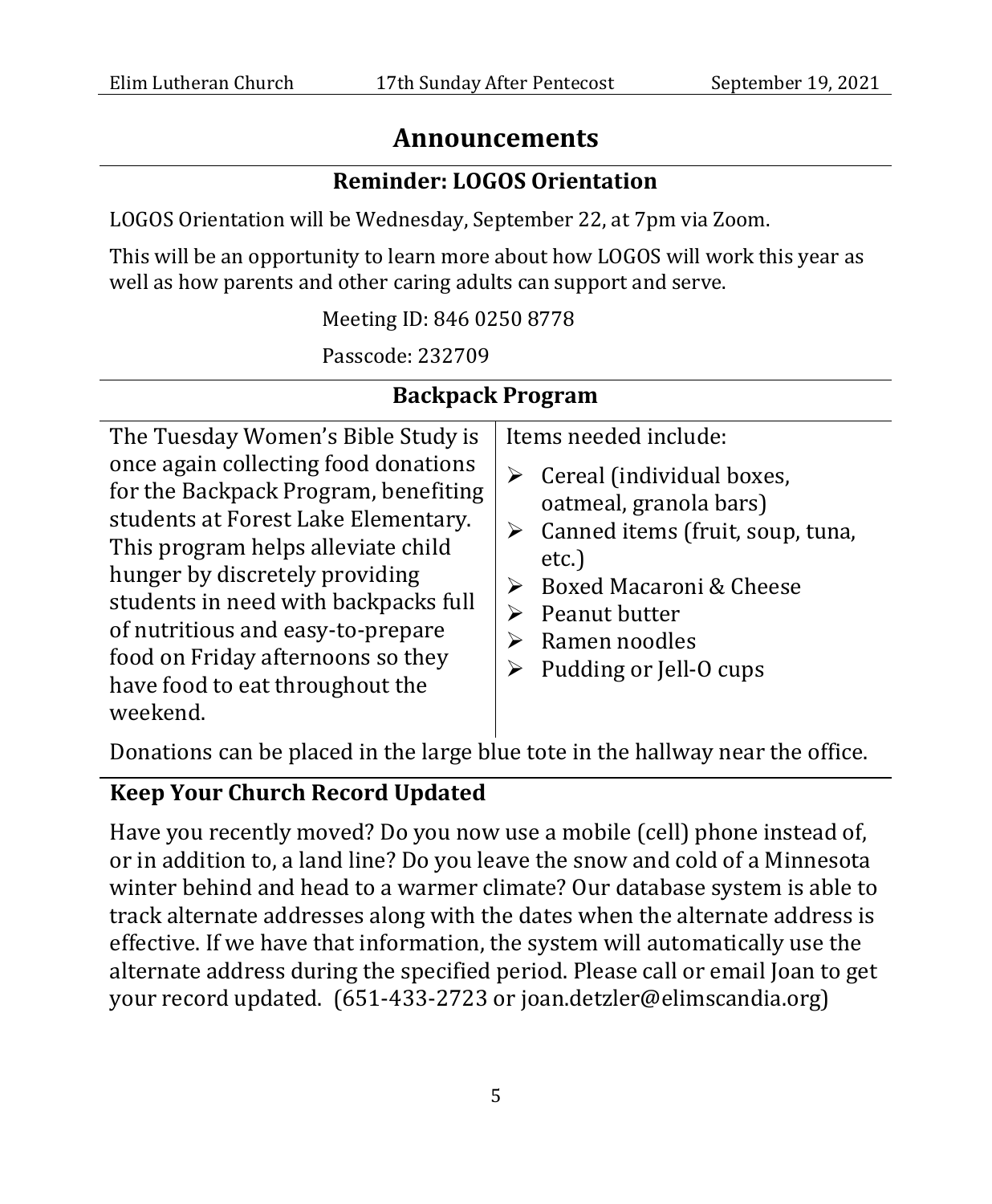# Announcements

## Reminder: LOGOS Orientation

LOGOS Orientation will be Wednesday, September 22, at 7pm via Zoom.

This will be an opportunity to learn more about how LOGOS will work this year as well as how parents and other caring adults can support and serve.

Meeting ID: 846 0250 8778

Passcode: 232709

## Backpack Program

The Tuesday Women's Bible Study is once again collecting food donations for the Backpack Program, benefiting students at Forest Lake Elementary. This program helps alleviate child hunger by discretely providing students in need with backpacks full of nutritious and easy-to-prepare food on Friday afternoons so they have food to eat throughout the weekend.

Items needed include:

- Cereal (individual boxes, oatmeal, granola bars)
- Canned items (fruit, soup, tuna, etc.)
- Boxed Macaroni & Cheese
- Peanut butter
- Ramen noodles
- Pudding or Jell-O cups

Donations can be placed in the large blue tote in the hallway near the office.

## Keep Your Church Record Updated

Have you recently moved? Do you now use a mobile (cell) phone instead of, or in addition to, a land line? Do you leave the snow and cold of a Minnesota winter behind and head to a warmer climate? Our database system is able to track alternate addresses along with the dates when the alternate address is effective. If we have that information, the system will automatically use the alternate address during the specified period. Please call or email Joan to get your record updated. (651-433-2723 or joan.detzler@elimscandia.org)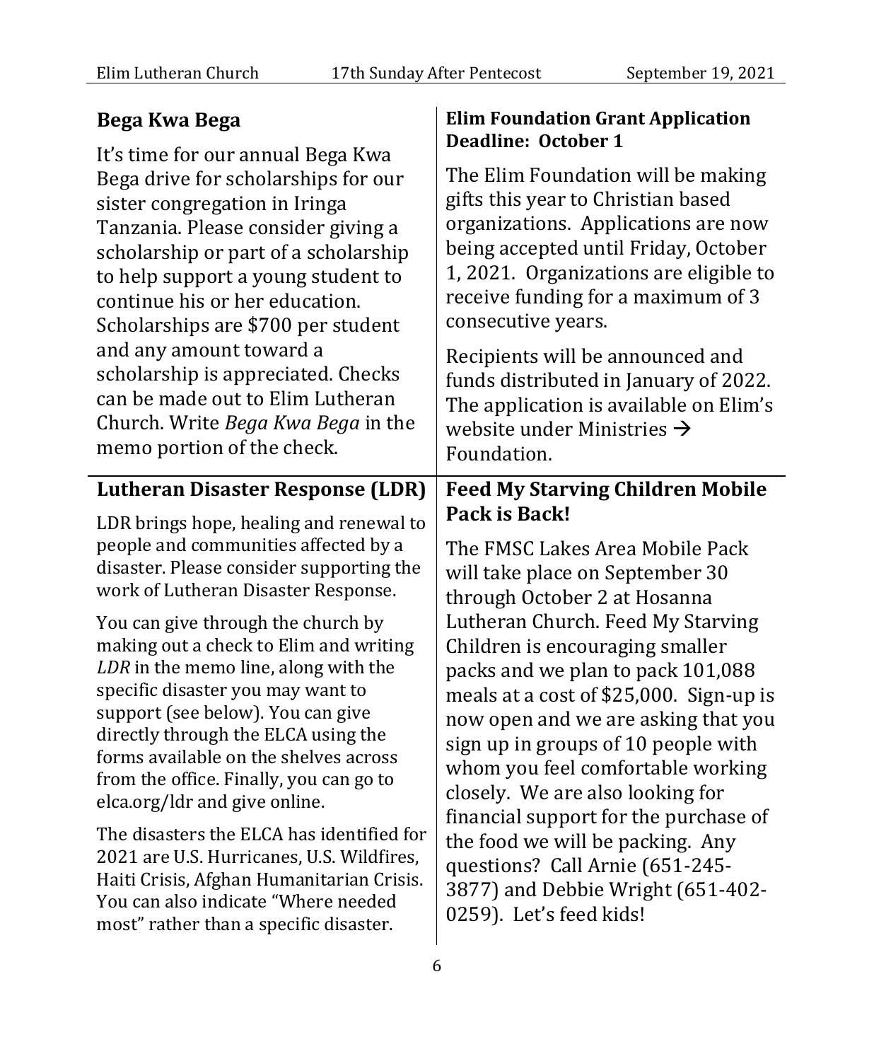## Bega Kwa Bega

It's time for our annual Bega Kwa Bega drive for scholarships for our sister congregation in Iringa Tanzania. Please consider giving a scholarship or part of a scholarship to help support a young student to continue his or her education. Scholarships are $700 per student and any amount toward a scholarship is appreciated. Checks can be made out to Elim Lutheran Church. Write *Bega Kwa Bega* in the memo portion of the check.

## Elim Foundation Grant Application Deadline: October 1

The Elim Foundation will be making gifts this year to Christian based organizations. Applications are now being accepted until Friday, October 1, 2021. Organizations are eligible to receive funding for a maximum of 3 consecutive years.

Recipients will be announced and funds distributed in January of 2022. The application is available on Elim's website under Ministries → Foundation.

## Lutheran Disaster Response (LDR)

LDR brings hope, healing and renewal to people and communities affected by a disaster. Please consider supporting the work of Lutheran Disaster Response.

You can give through the church by making out a check to Elim and writing *LDR* in the memo line, along with the specific disaster you may want to support (see below). You can give directly through the ELCA using the forms available on the shelves across from the office. Finally, you can go to elca.org/ldr and give online.

The disasters the ELCA has identified for 2021 are U.S. Hurricanes, U.S. Wildfires, Haiti Crisis, Afghan Humanitarian Crisis. You can also indicate "Where needed most" rather than a specific disaster.

## Feed My Starving Children Mobile Pack is Back!

The FMSC Lakes Area Mobile Pack will take place on September 30 through October 2 at Hosanna Lutheran Church. Feed My Starving Children is encouraging smaller packs and we plan to pack 101,088 meals at a cost of $25,000. Sign-up is now open and we are asking that you sign up in groups of 10 people with whom you feel comfortable working closely. We are also looking for financial support for the purchase of the food we will be packing. Any questions? Call Arnie (651-245-3877) and Debbie Wright (651-402-0259). Let's feed kids!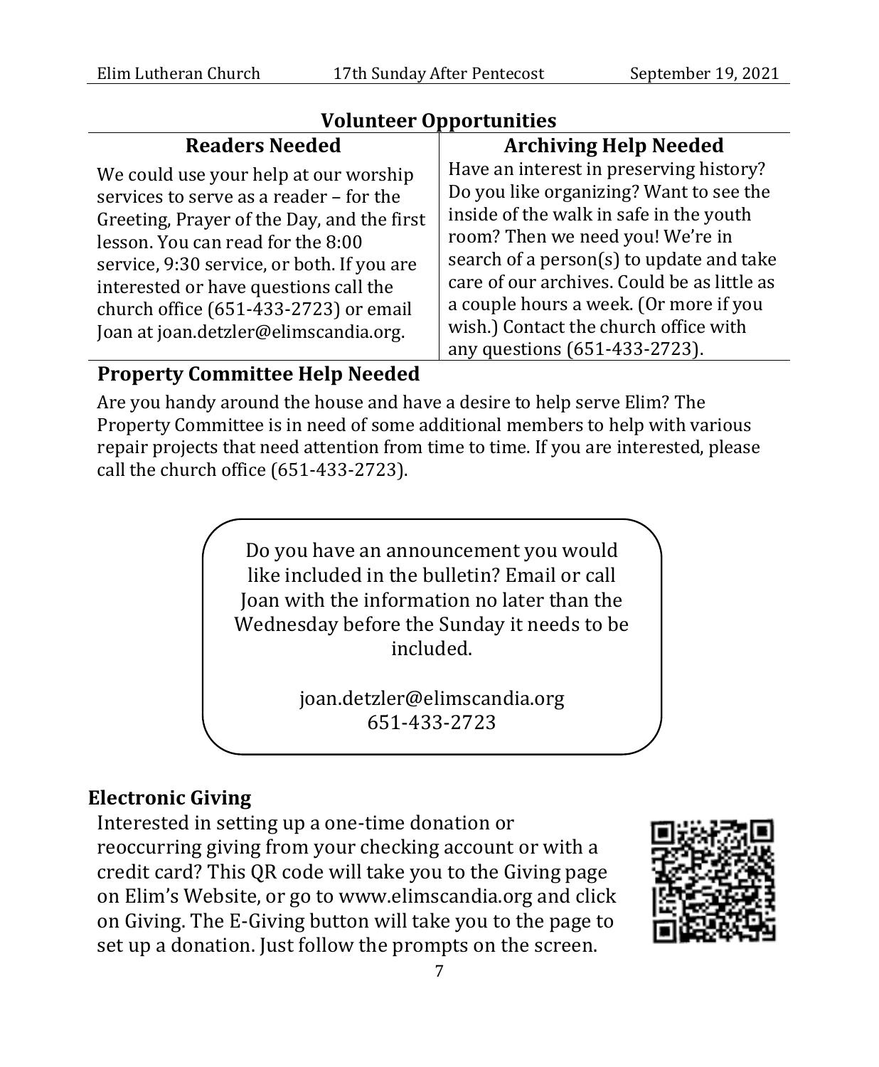## Volunteer Opportunities

### Readers Needed

We could use your help at our worship services to serve as a reader – for the Greeting, Prayer of the Day, and the first lesson. You can read for the 8:00 service, 9:30 service, or both. If you are interested or have questions call the church office (651-433-2723) or email Joan at joan.detzler@elimscandia.org.

### Archiving Help Needed

Have an interest in preserving history? Do you like organizing? Want to see the inside of the walk in safe in the youth room? Then we need you! We're in search of a person(s) to update and take care of our archives. Could be as little as a couple hours a week. (Or more if you wish.) Contact the church office with any questions (651-433-2723).

### Property Committee Help Needed

Are you handy around the house and have a desire to help serve Elim? The Property Committee is in need of some additional members to help with various repair projects that need attention from time to time. If you are interested, please call the church office (651-433-2723).

Do you have an announcement you would like included in the bulletin? Email or call Joan with the information no later than the Wednesday before the Sunday it needs to be included.

joan.detzler@elimscandia.org
651-433-2723

### Electronic Giving

Interested in setting up a one-time donation or reoccurring giving from your checking account or with a credit card? This QR code will take you to the Giving page on Elim's Website, or go to www.elimscandia.org and click on Giving. The E-Giving button will take you to the page to set up a donation. Just follow the prompts on the screen.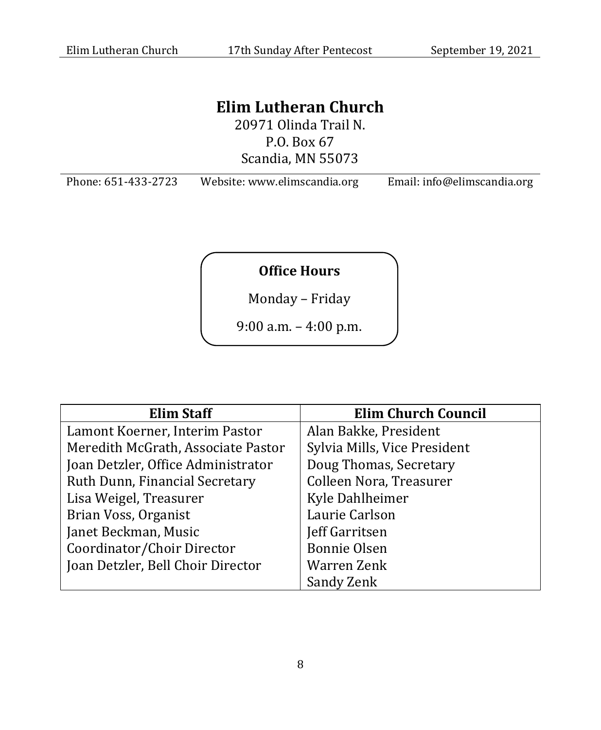# Elim Lutheran Church

20971 Olinda Trail N.
P.O. Box 67
Scandia, MN 55073

Phone: 651-433-2723 Website: www.elimscandia.org Email: info@elimscandia.org

**Office Hours**

Monday – Friday

9:00 a.m. – 4:00 p.m.

| Elim Staff | Elim Church Council |
|---|---|
| Lamont Koerner, Interim Pastor | Alan Bakke, President |
| Meredith McGrath, Associate Pastor | Sylvia Mills, Vice President |
| Joan Detzler, Office Administrator | Doug Thomas, Secretary |
| Ruth Dunn, Financial Secretary | Colleen Nora, Treasurer |
| Lisa Weigel, Treasurer | Kyle Dahlheimer |
| Brian Voss, Organist | Laurie Carlson |
| Janet Beckman, Music | Jeff Garritsen |
| Coordinator/Choir Director | Bonnie Olsen |
| Joan Detzler, Bell Choir Director | Warren Zenk |
| | Sandy Zenk |